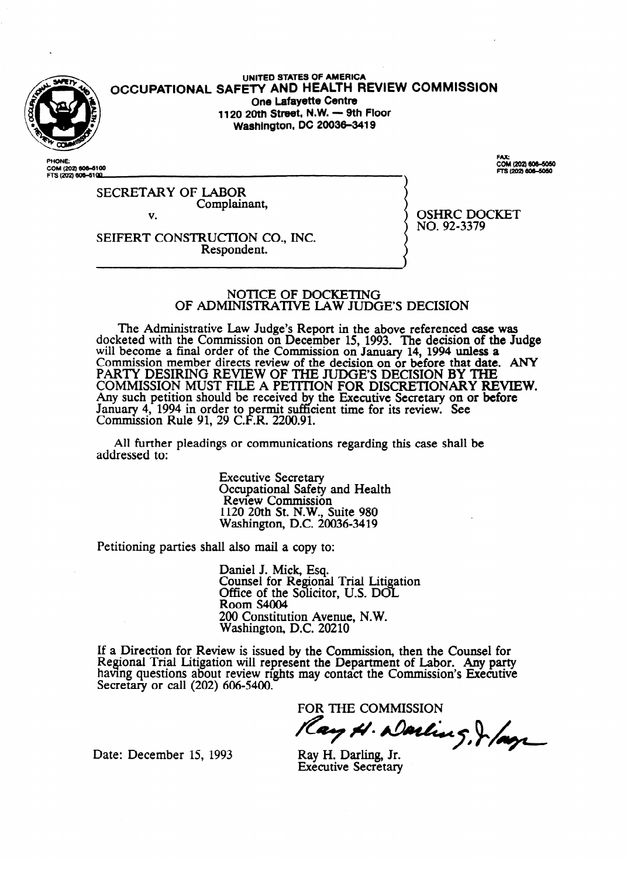UNITED STATES OF AMERICA

# OCCUPATIONAL SAFETY AND HEALTH REVIEW COMMISSION

**One Lafayette Centre**
**1120 20th Street, N.W. — 9th Floor**
**Washington, DC 20036-3419**

PHONE:
COM (202) 606-5100
FTS (202) 606-5100

FAX:
COM (202) 606-5050
FTS (202) 606-5050

SECRETARY OF LABOR
Complainant,

v.

SEIFERT CONSTRUCTION CO., INC.
Respondent.

OSHRC DOCKET
NO. 92-3379

## NOTICE OF DOCKETING OF ADMINISTRATIVE LAW JUDGE'S DECISION

The Administrative Law Judge's Report in the above referenced case was docketed with the Commission on December 15, 1993. The decision of the Judge will become a final order of the Commission on January 14, 1994 unless a Commission member directs review of the decision on or before that date. ANY PARTY DESIRING REVIEW OF THE JUDGE'S DECISION BY THE COMMISSION MUST FILE A PETITION FOR DISCRETIONARY REVIEW. Any such petition should be received by the Executive Secretary on or before January 4, 1994 in order to permit sufficient time for its review. See Commission Rule 91, 29 C.F.R. 2200.91.

All further pleadings or communications regarding this case shall be addressed to:

Executive Secretary
Occupational Safety and Health
Review Commission
1120 20th St. N.W., Suite 980
Washington, D.C. 20036-3419

Petitioning parties shall also mail a copy to:

Daniel J. Mick, Esq.
Counsel for Regional Trial Litigation
Office of the Solicitor, U.S. DOL
Room S4004
200 Constitution Avenue, N.W.
Washington, D.C. 20210

If a Direction for Review is issued by the Commission, then the Counsel for Regional Trial Litigation will represent the Department of Labor. Any party having questions about review rights may contact the Commission's Executive Secretary or call (202) 606-5400.

FOR THE COMMISSION

Ray H. Darling, Jr.
Executive Secretary

Date: December 15, 1993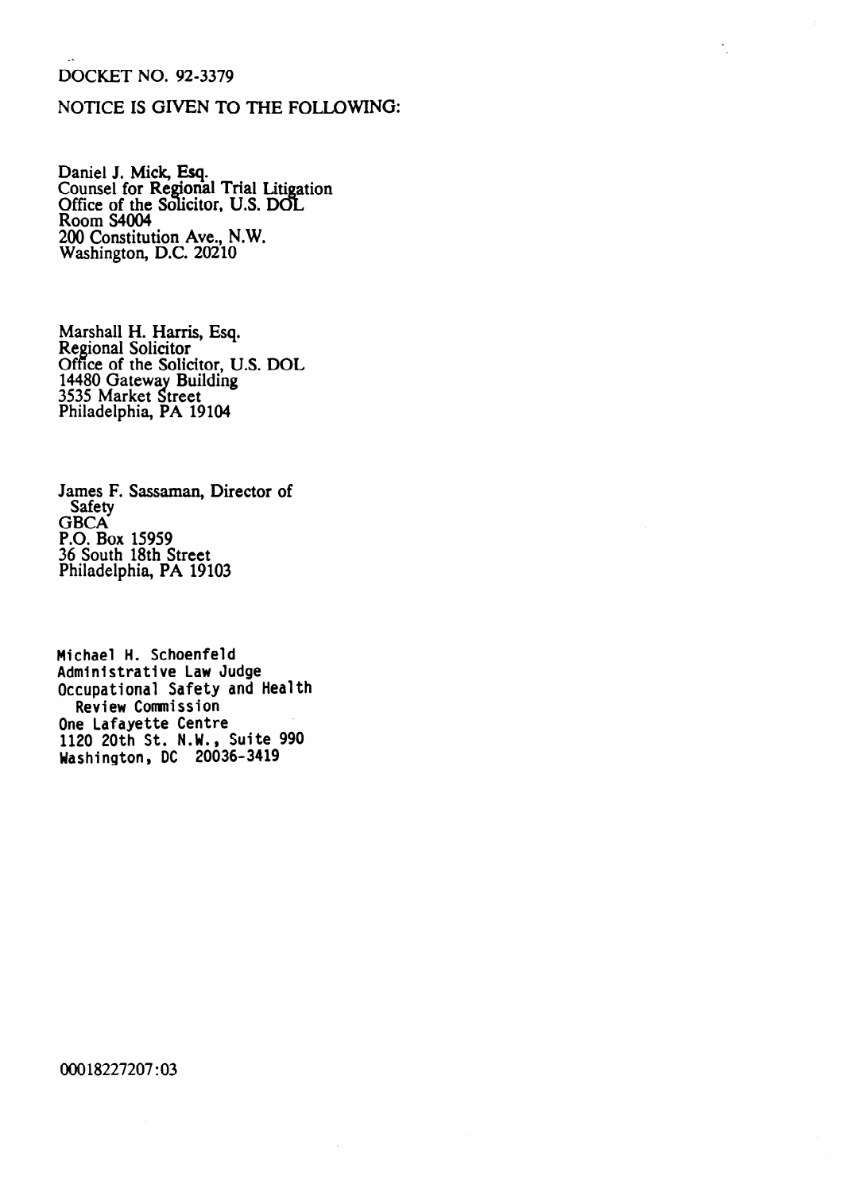DOCKET NO. 92-3379

NOTICE IS GIVEN TO THE FOLLOWING:

Daniel J. Mick, Esq.
Counsel for Regional Trial Litigation
Office of the Solicitor, U.S. DOL
Room S4004
200 Constitution Ave., N.W.
Washington, D.C. 20210

Marshall H. Harris, Esq.
Regional Solicitor
Office of the Solicitor, U.S. DOL
14480 Gateway Building
3535 Market Street
Philadelphia, PA 19104

James F. Sassaman, Director of
Safety
GBCA
P.O. Box 15959
36 South 18th Street
Philadelphia, PA 19103

Michael H. Schoenfeld
Administrative Law Judge
Occupational Safety and Health
Review Commission
One Lafayette Centre
1120 20th St. N.W., Suite 990
Washington, DC 20036-3419

00018227207:03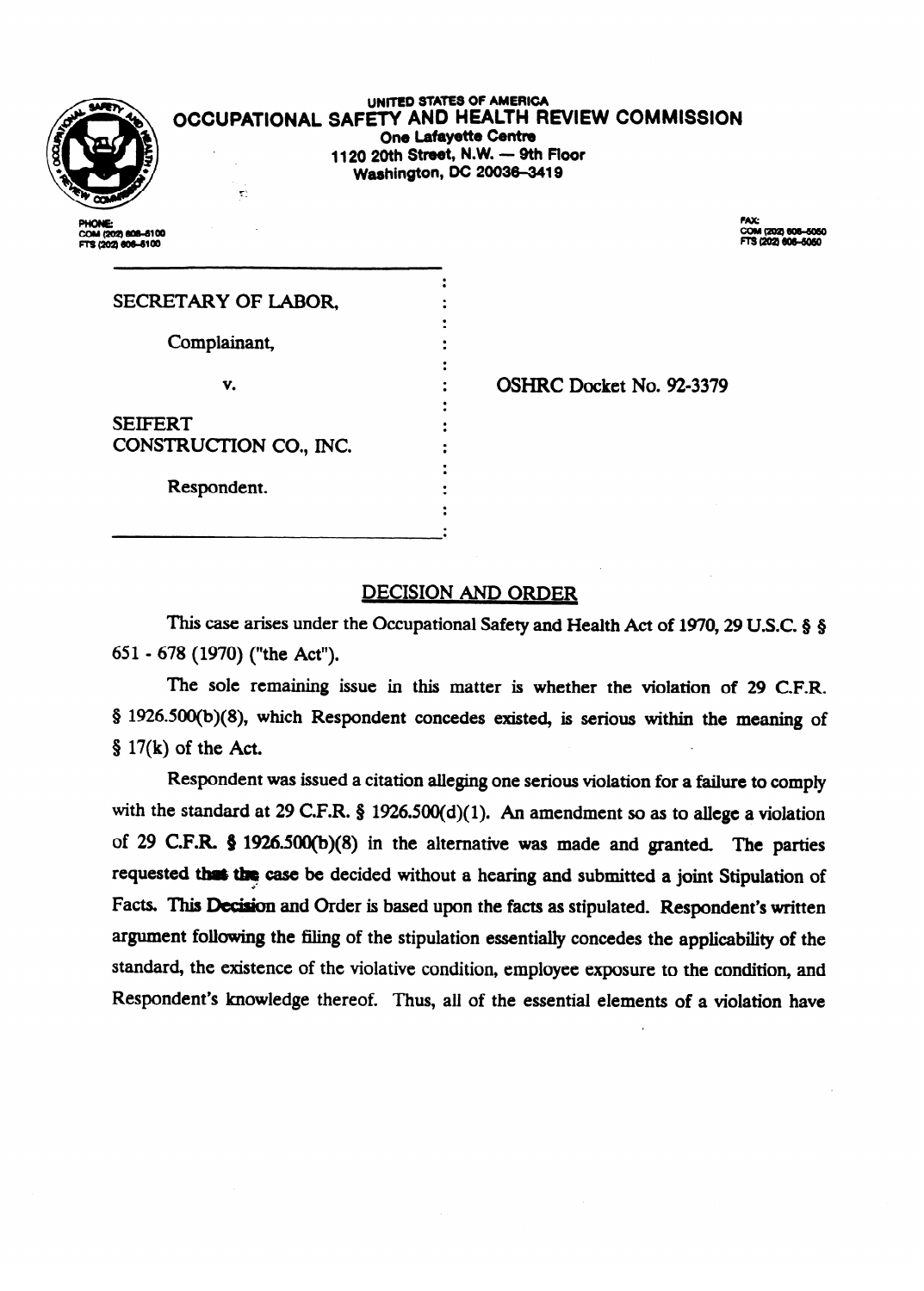UNITED STATES OF AMERICA

**OCCUPATIONAL SAFETY AND HEALTH REVIEW COMMISSION**

One Lafayette Centre
1120 20th Street, N.W. — 9th Floor
Washington, DC 20036-3419

PHONE:
COM (202) 606-5100
FTS (202) 606-5100

FAX:
COM (202) 606-5050
FTS (202) 606-5050

| | | |
|---|---|---|
| SECRETARY OF LABOR, | : | |
| Complainant, | : | |
| v. | : | OSHRC Docket No. 92-3379 |
| SEIFERT CONSTRUCTION CO., INC. | : | |
| Respondent. | : | |

## DECISION AND ORDER

This case arises under the Occupational Safety and Health Act of 1970, 29 U.S.C. § § 651 - 678 (1970) ("the Act").

The sole remaining issue in this matter is whether the violation of 29 C.F.R. § 1926.500(b)(8), which Respondent concedes existed, is serious within the meaning of § 17(k) of the Act.

Respondent was issued a citation alleging one serious violation for a failure to comply with the standard at 29 C.F.R. § 1926.500(d)(1). An amendment so as to allege a violation of 29 C.F.R. § 1926.500(b)(8) in the alternative was made and granted. The parties requested that the case be decided without a hearing and submitted a joint Stipulation of Facts. This Decision and Order is based upon the facts as stipulated. Respondent's written argument following the filing of the stipulation essentially concedes the applicability of the standard, the existence of the violative condition, employee exposure to the condition, and Respondent's knowledge thereof. Thus, all of the essential elements of a violation have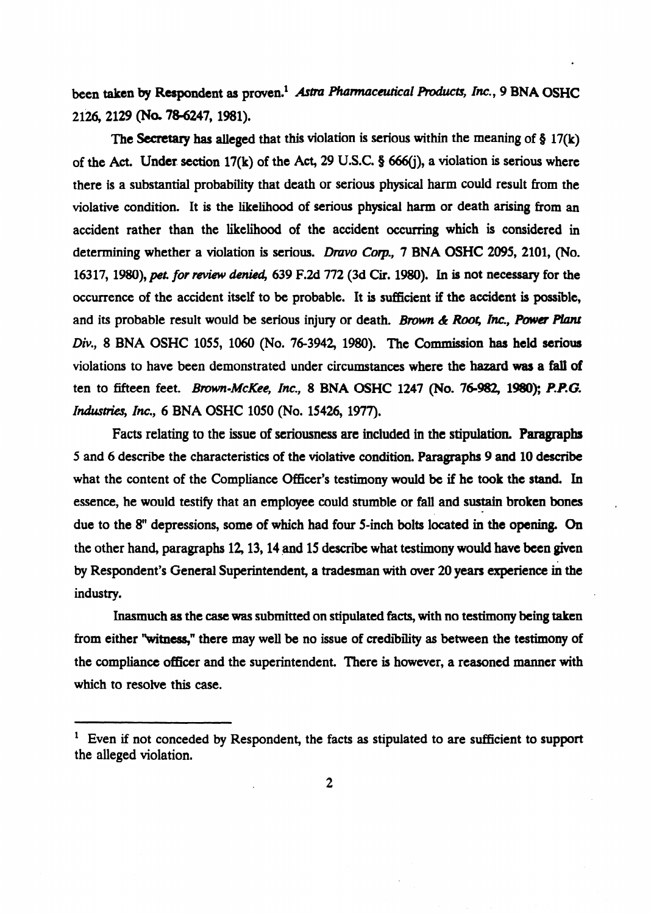been taken by Respondent as proven.[1] *Astra Pharmaceutical Products, Inc.*, 9 BNA OSHC 2126, 2129 (No. 78-6247, 1981).

The Secretary has alleged that this violation is serious within the meaning of § 17(k) of the Act. Under section 17(k) of the Act, 29 U.S.C. § 666(j), a violation is serious where there is a substantial probability that death or serious physical harm could result from the violative condition. It is the likelihood of serious physical harm or death arising from an accident rather than the likelihood of the accident occurring which is considered in determining whether a violation is serious. *Dravo Corp.*, 7 BNA OSHC 2095, 2101, (No. 16317, 1980), *pet. for review denied*, 639 F.2d 772 (3d Cir. 1980). In is not necessary for the occurrence of the accident itself to be probable. It is sufficient if the accident is possible, and its probable result would be serious injury or death. *Brown & Root, Inc., Power Plant Div.*, 8 BNA OSHC 1055, 1060 (No. 76-3942, 1980). The Commission has held serious violations to have been demonstrated under circumstances where the hazard was a fall of ten to fifteen feet. *Brown-McKee, Inc.*, 8 BNA OSHC 1247 (No. 76-982, 1980); *P.P.G. Industries, Inc.*, 6 BNA OSHC 1050 (No. 15426, 1977).

Facts relating to the issue of seriousness are included in the stipulation. Paragraphs 5 and 6 describe the characteristics of the violative condition. Paragraphs 9 and 10 describe what the content of the Compliance Officer's testimony would be if he took the stand. In essence, he would testify that an employee could stumble or fall and sustain broken bones due to the 8" depressions, some of which had four 5-inch bolts located in the opening. On the other hand, paragraphs 12, 13, 14 and 15 describe what testimony would have been given by Respondent's General Superintendent, a tradesman with over 20 years experience in the industry.

Inasmuch as the case was submitted on stipulated facts, with no testimony being taken from either "witness," there may well be no issue of credibility as between the testimony of the compliance officer and the superintendent. There is however, a reasoned manner with which to resolve this case.

---

[1] Even if not conceded by Respondent, the facts as stipulated to are sufficient to support the alleged violation.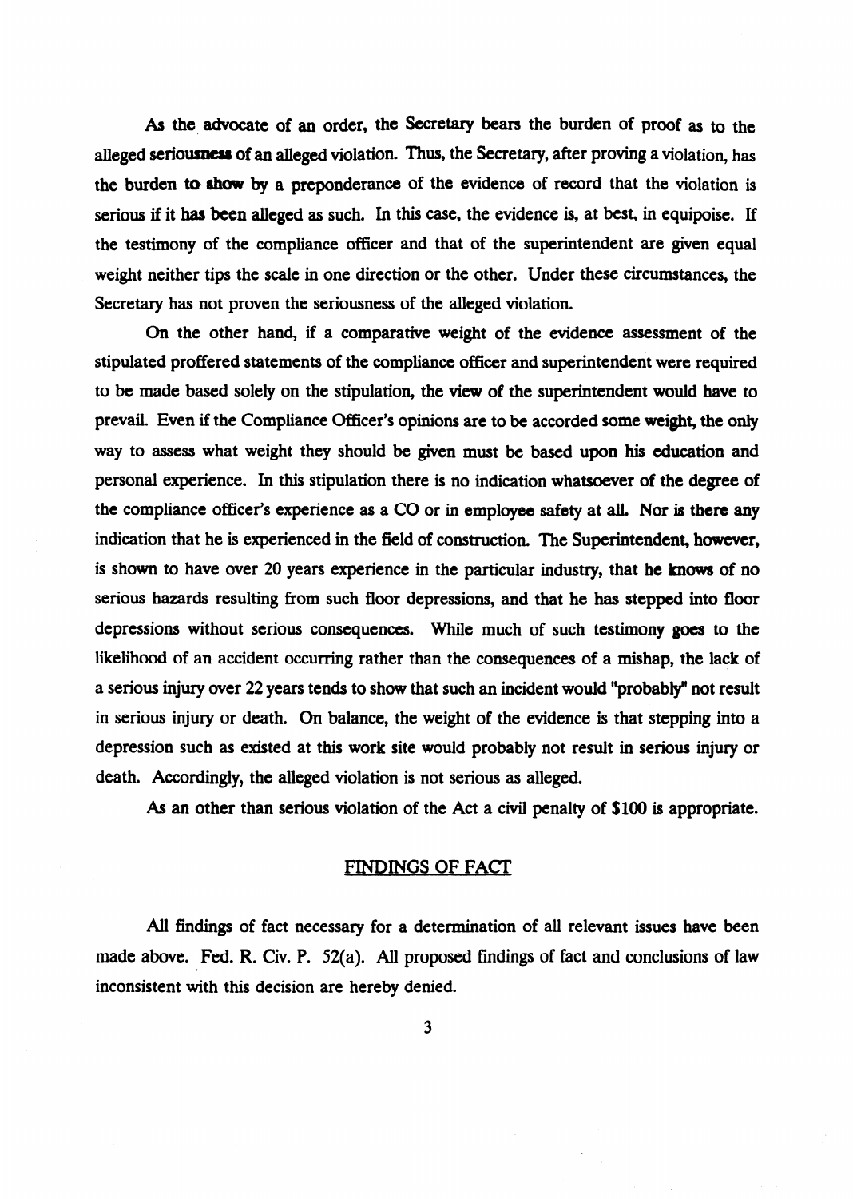As the advocate of an order, the Secretary bears the burden of proof as to the alleged seriousness of an alleged violation. Thus, the Secretary, after proving a violation, has the burden to show by a preponderance of the evidence of record that the violation is serious if it has been alleged as such. In this case, the evidence is, at best, in equipoise. If the testimony of the compliance officer and that of the superintendent are given equal weight neither tips the scale in one direction or the other. Under these circumstances, the Secretary has not proven the seriousness of the alleged violation.

On the other hand, if a comparative weight of the evidence assessment of the stipulated proffered statements of the compliance officer and superintendent were required to be made based solely on the stipulation, the view of the superintendent would have to prevail. Even if the Compliance Officer's opinions are to be accorded some weight, the only way to assess what weight they should be given must be based upon his education and personal experience. In this stipulation there is no indication whatsoever of the degree of the compliance officer's experience as a CO or in employee safety at all. Nor is there any indication that he is experienced in the field of construction. The Superintendent, however, is shown to have over 20 years experience in the particular industry, that he knows of no serious hazards resulting from such floor depressions, and that he has stepped into floor depressions without serious consequences. While much of such testimony goes to the likelihood of an accident occurring rather than the consequences of a mishap, the lack of a serious injury over 22 years tends to show that such an incident would "probably" not result in serious injury or death. On balance, the weight of the evidence is that stepping into a depression such as existed at this work site would probably not result in serious injury or death. Accordingly, the alleged violation is not serious as alleged.

As an other than serious violation of the Act a civil penalty of $100 is appropriate.

## FINDINGS OF FACT

All findings of fact necessary for a determination of all relevant issues have been made above. Fed. R. Civ. P. 52(a). All proposed findings of fact and conclusions of law inconsistent with this decision are hereby denied.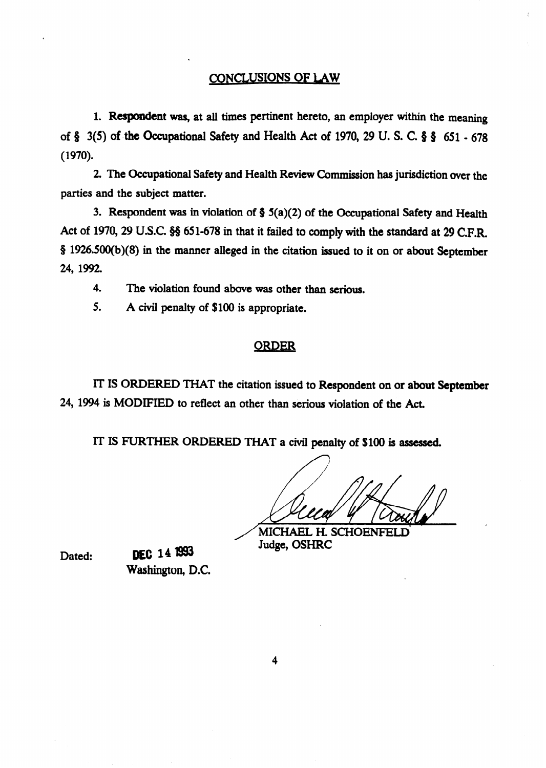## CONCLUSIONS OF LAW

1. Respondent was, at all times pertinent hereto, an employer within the meaning of § 3(5) of the Occupational Safety and Health Act of 1970, 29 U. S. C. § § 651 - 678 (1970).

2. The Occupational Safety and Health Review Commission has jurisdiction over the parties and the subject matter.

3. Respondent was in violation of § 5(a)(2) of the Occupational Safety and Health Act of 1970, 29 U.S.C. §§ 651-678 in that it failed to comply with the standard at 29 C.F.R. § 1926.500(b)(8) in the manner alleged in the citation issued to it on or about September 24, 1992.

4. The violation found above was other than serious.

5. A civil penalty of $100 is appropriate.

## ORDER

IT IS ORDERED THAT the citation issued to Respondent on or about September 24, 1994 is MODIFIED to reflect an other than serious violation of the Act.

IT IS FURTHER ORDERED THAT a civil penalty of $100 is assessed.

MICHAEL H. SCHOENFELD
Judge, OSHRC

Dated: DEC 14 1993
Washington, D.C.